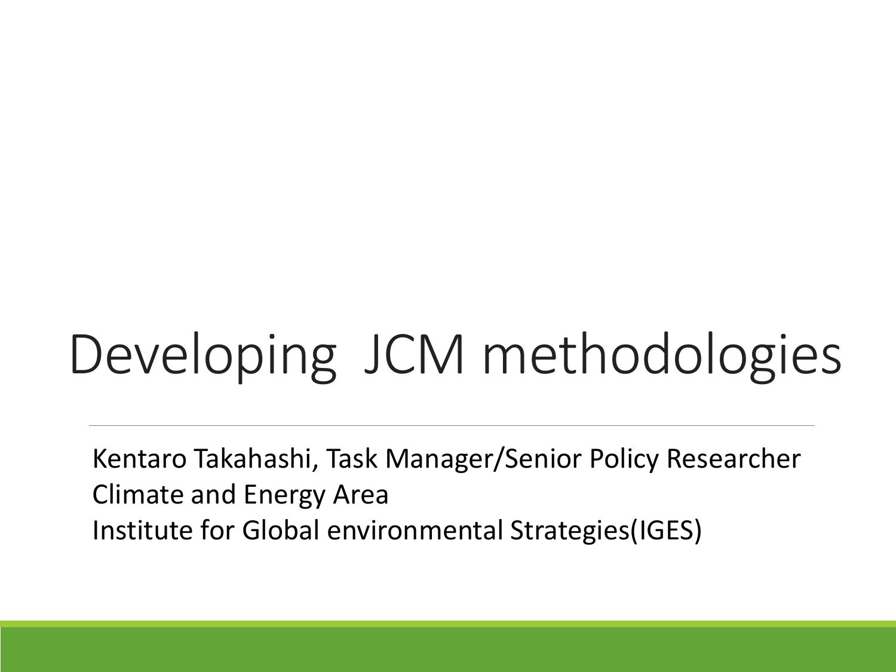# Developing JCM methodologies

Kentaro Takahashi, Task Manager/Senior Policy Researcher
Climate and Energy Area
Institute for Global environmental Strategies(IGES)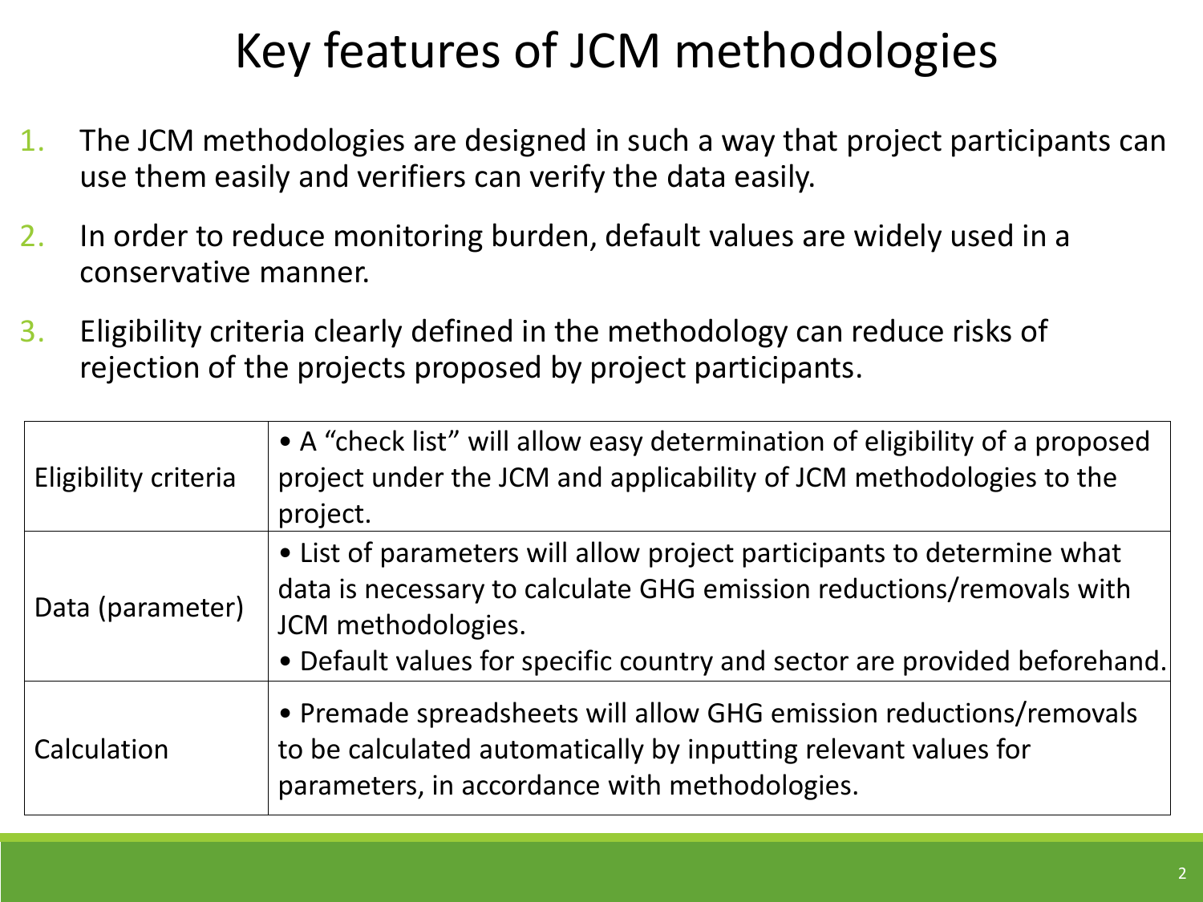# Key features of JCM methodologies

1. The JCM methodologies are designed in such a way that project participants can use them easily and verifiers can verify the data easily.
2. In order to reduce monitoring burden, default values are widely used in a conservative manner.
3. Eligibility criteria clearly defined in the methodology can reduce risks of rejection of the projects proposed by project participants.

| | |
|---|---|
| Eligibility criteria | • A "check list" will allow easy determination of eligibility of a proposed project under the JCM and applicability of JCM methodologies to the project. |
| Data (parameter) | • List of parameters will allow project participants to determine what data is necessary to calculate GHG emission reductions/removals with JCM methodologies.<br>• Default values for specific country and sector are provided beforehand. |
| Calculation | • Premade spreadsheets will allow GHG emission reductions/removals to be calculated automatically by inputting relevant values for parameters, in accordance with methodologies. |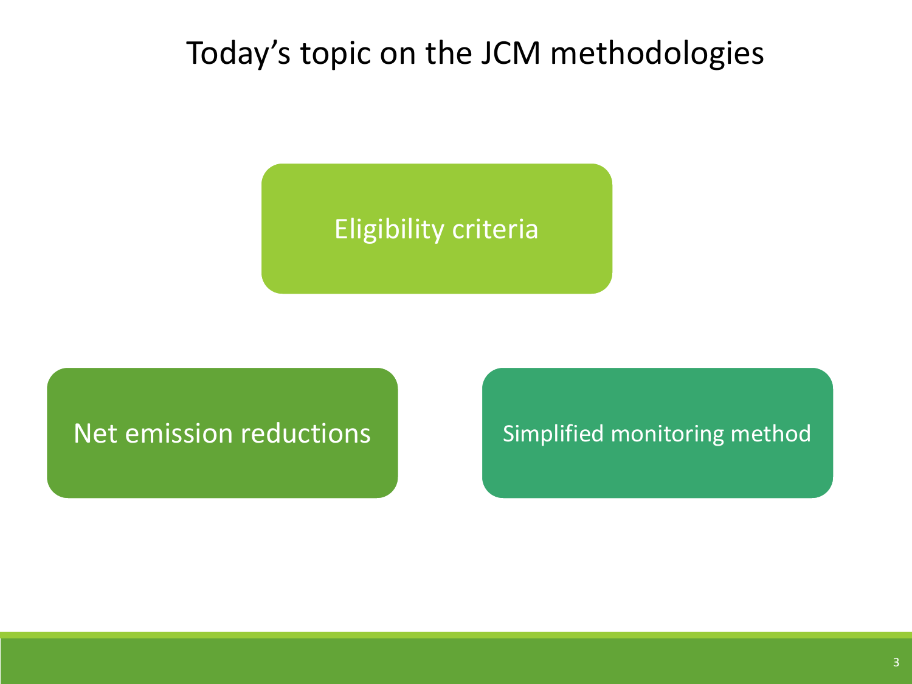# Today's topic on the JCM methodologies

- Eligibility criteria
- Net emission reductions
- Simplified monitoring method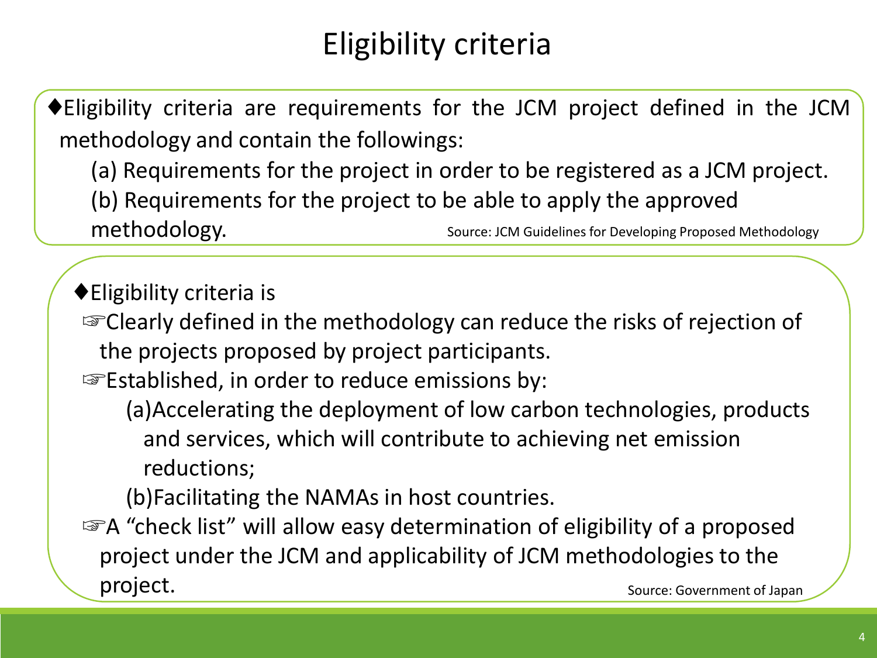# Eligibility criteria

♦Eligibility criteria are requirements for the JCM project defined in the JCM methodology and contain the followings:

(a) Requirements for the project in order to be registered as a JCM project.

(b) Requirements for the project to be able to apply the approved methodology.

Source: JCM Guidelines for Developing Proposed Methodology

♦Eligibility criteria is

☞Clearly defined in the methodology can reduce the risks of rejection of the projects proposed by project participants.

☞Established, in order to reduce emissions by:

(a)Accelerating the deployment of low carbon technologies, products and services, which will contribute to achieving net emission reductions;

(b)Facilitating the NAMAs in host countries.

☞A "check list" will allow easy determination of eligibility of a proposed project under the JCM and applicability of JCM methodologies to the project.

Source: Government of Japan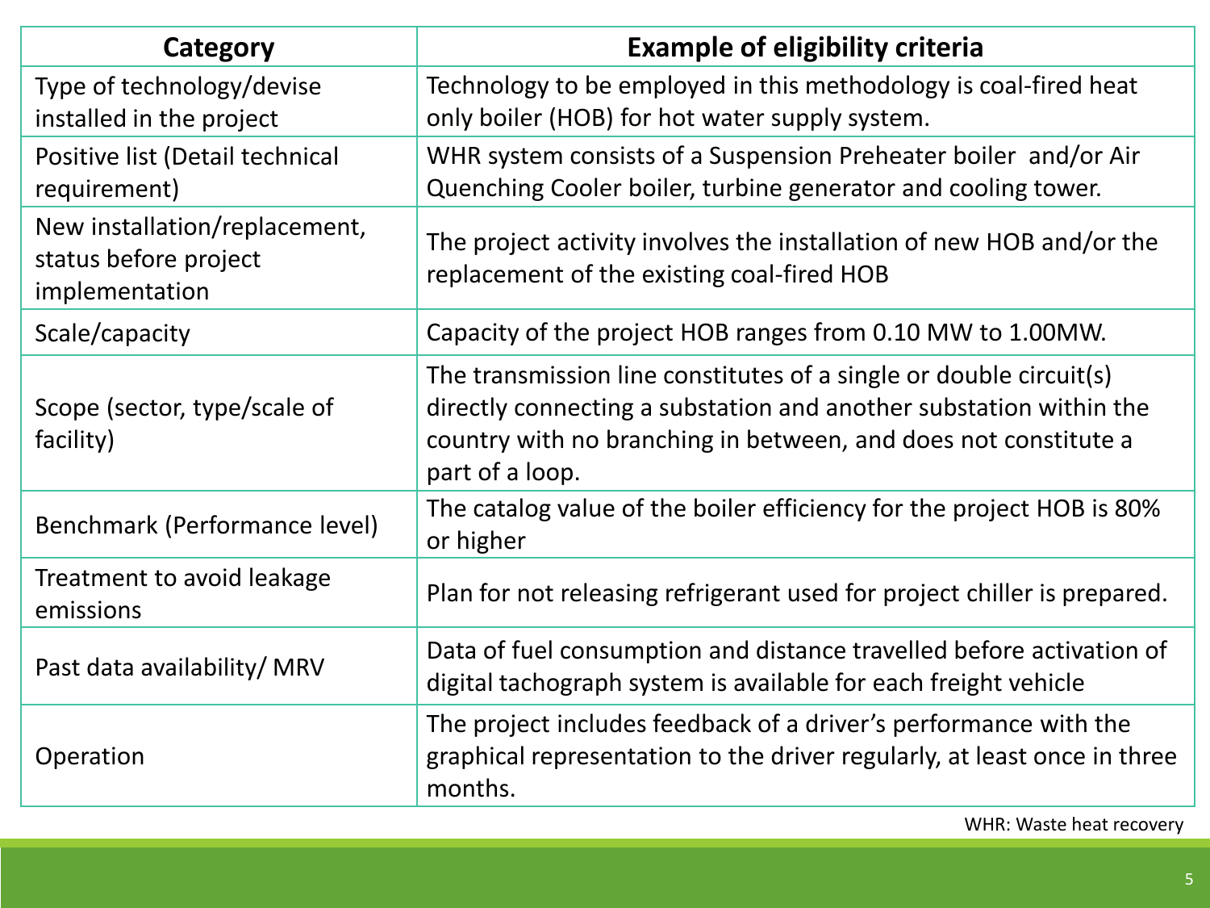| Category | Example of eligibility criteria |
| --- | --- |
| Type of technology/devise installed in the project | Technology to be employed in this methodology is coal-fired heat only boiler (HOB) for hot water supply system. |
| Positive list (Detail technical requirement) | WHR system consists of a Suspension Preheater boiler  and/or Air Quenching Cooler boiler, turbine generator and cooling tower. |
| New installation/replacement, status before project implementation | The project activity involves the installation of new HOB and/or the replacement of the existing coal-fired HOB |
| Scale/capacity | Capacity of the project HOB ranges from 0.10 MW to 1.00MW. |
| Scope (sector, type/scale of facility) | The transmission line constitutes of a single or double circuit(s) directly connecting a substation and another substation within the country with no branching in between, and does not constitute a part of a loop. |
| Benchmark (Performance level) | The catalog value of the boiler efficiency for the project HOB is 80% or higher |
| Treatment to avoid leakage emissions | Plan for not releasing refrigerant used for project chiller is prepared. |
| Past data availability/ MRV | Data of fuel consumption and distance travelled before activation of digital tachograph system is available for each freight vehicle |
| Operation | The project includes feedback of a driver's performance with the graphical representation to the driver regularly, at least once in three months. |

WHR: Waste heat recovery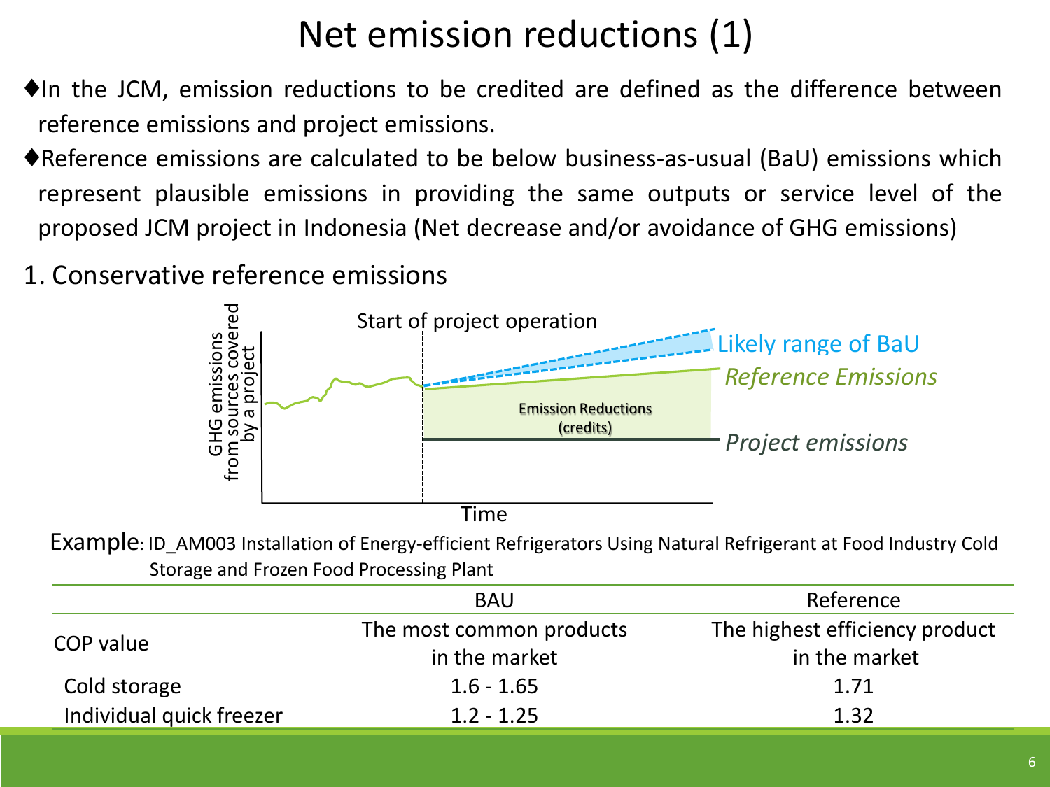# Net emission reductions (1)

- In the JCM, emission reductions to be credited are defined as the difference between reference emissions and project emissions.
- Reference emissions are calculated to be below business-as-usual (BaU) emissions which represent plausible emissions in providing the same outputs or service level of the proposed JCM project in Indonesia (Net decrease and/or avoidance of GHG emissions)

1. Conservative reference emissions

GHG emissions from sources covered by a project

Start of project operation

Likely range of BaU

*Reference Emissions*

Emission Reductions (credits)

*Project emissions*

Time

Example: ID_AM003 Installation of Energy-efficient Refrigerators Using Natural Refrigerant at Food Industry Cold Storage and Frozen Food Processing Plant

| | BAU | Reference |
|---|---|---|
| COP value | The most common products in the market | The highest efficiency product in the market |
| Cold storage | 1.6 - 1.65 | 1.71 |
| Individual quick freezer | 1.2 - 1.25 | 1.32 |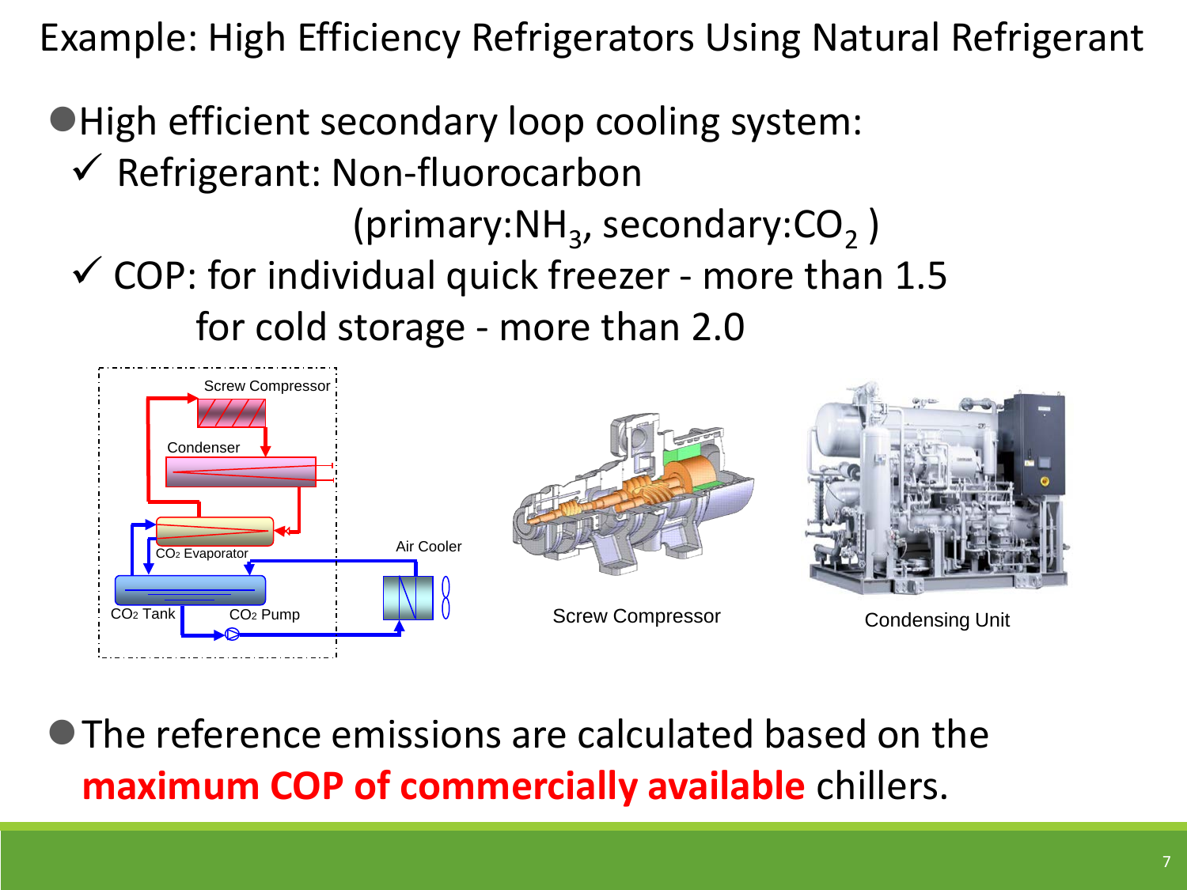# Example: High Efficiency Refrigerators Using Natural Refrigerant

- High efficient secondary loop cooling system:
  - ✓ Refrigerant: Non-fluorocarbon (primary: $NH_3$, secondary: $CO_2$ )
  - ✓ COP: for individual quick freezer - more than 1.5; for cold storage - more than 2.0

Screw Compressor

Condensing Unit

- The reference emissions are calculated based on the **maximum COP of commercially available** chillers.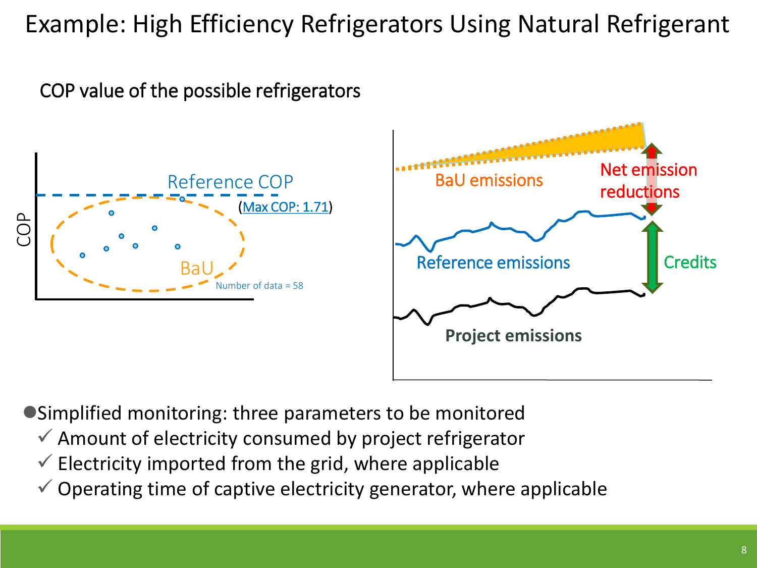# Example: High Efficiency Refrigerators Using Natural Refrigerant

COP value of the possible refrigerators

Reference COP

(Max COP: 1.71)

COP

BaU

Number of data = 58

BaU emissions

Net emission reductions

Reference emissions

Credits

Project emissions

- Simplified monitoring: three parameters to be monitored
  - ✓ Amount of electricity consumed by project refrigerator
  - ✓ Electricity imported from the grid, where applicable
  - ✓ Operating time of captive electricity generator, where applicable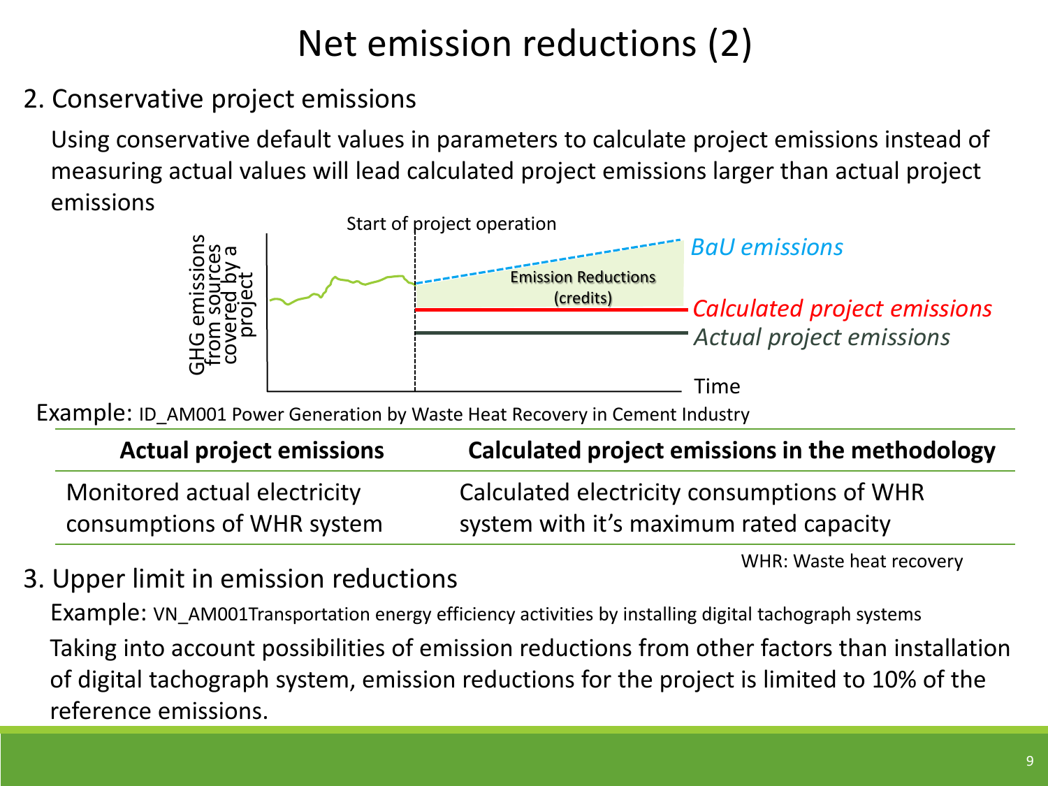# Net emission reductions (2)

2. Conservative project emissions

Using conservative default values in parameters to calculate project emissions instead of measuring actual values will lead calculated project emissions larger than actual project emissions

Start of project operation

GHG emissions from sources covered by a project

Emission Reductions (credits)

*BaU emissions*

*Calculated project emissions*

*Actual project emissions*

Time

Example: ID_AM001 Power Generation by Waste Heat Recovery in Cement Industry

| Actual project emissions | Calculated project emissions in the methodology |
|---|---|
| Monitored actual electricity consumptions of WHR system | Calculated electricity consumptions of WHR system with it's maximum rated capacity |

WHR: Waste heat recovery

3. Upper limit in emission reductions

Example: VN_AM001Transportation energy efficiency activities by installing digital tachograph systems

Taking into account possibilities of emission reductions from other factors than installation of digital tachograph system, emission reductions for the project is limited to 10% of the reference emissions.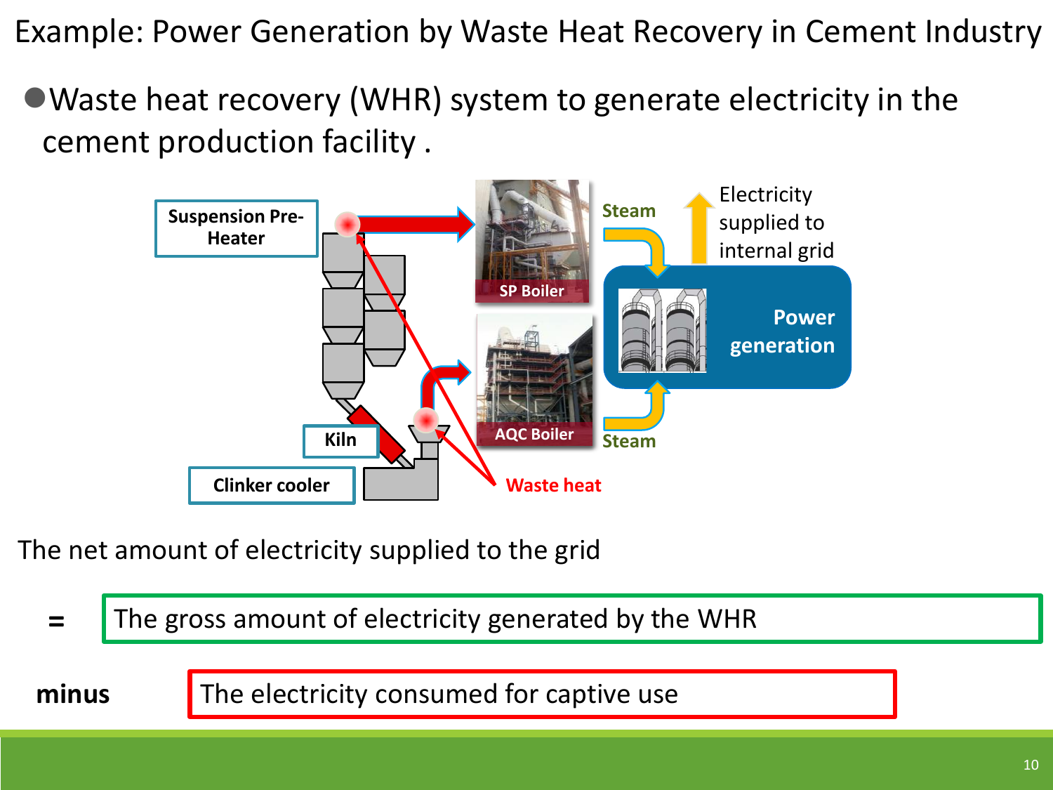# Example: Power Generation by Waste Heat Recovery in Cement Industry

- Waste heat recovery (WHR) system to generate electricity in the cement production facility .

Suspension Pre-Heater

Kiln

Clinker cooler

SP Boiler

AQC Boiler

Steam

Steam

Waste heat

Power generation

Electricity supplied to internal grid

The net amount of electricity supplied to the grid

= The gross amount of electricity generated by the WHR

**minus** The electricity consumed for captive use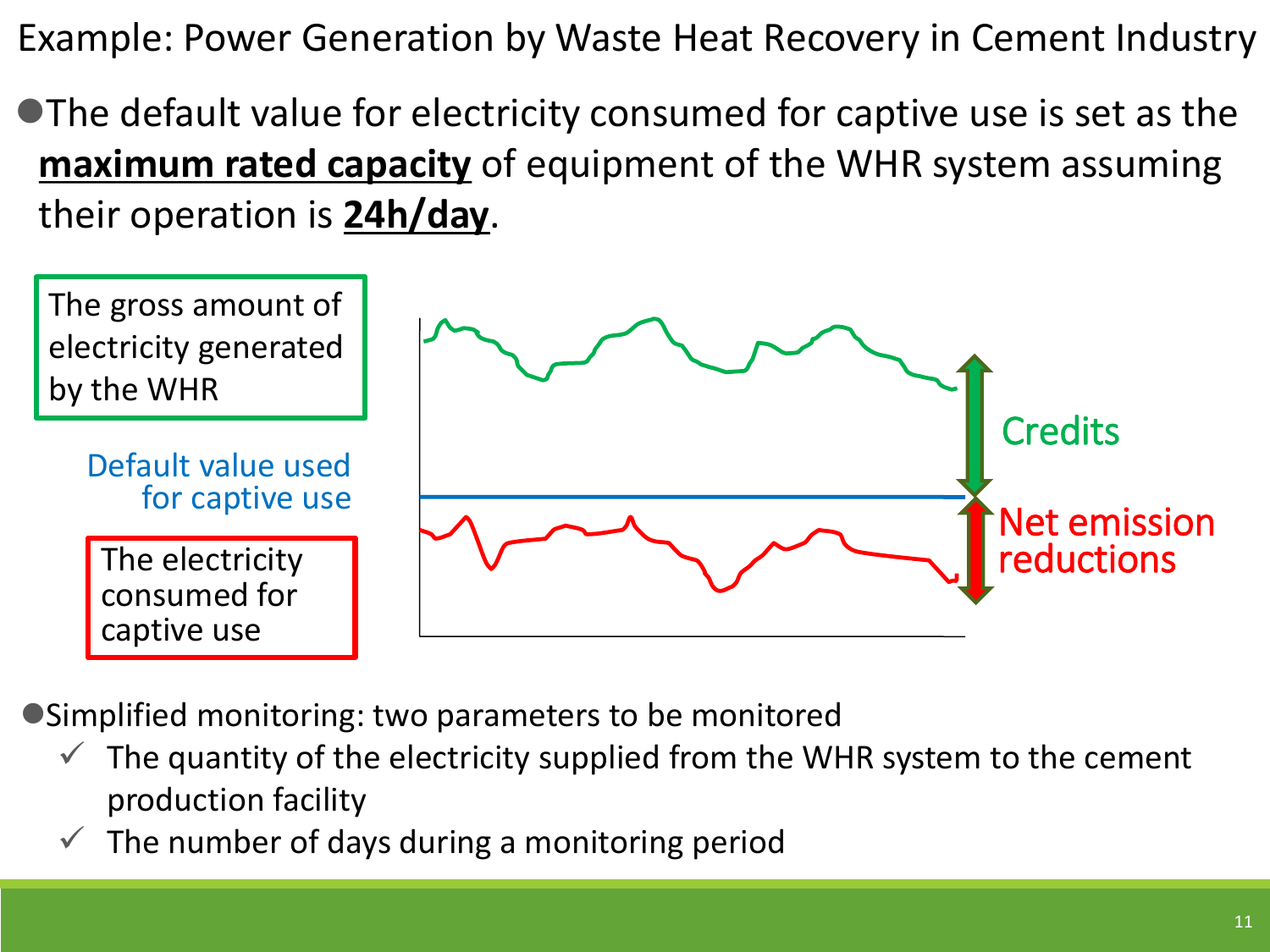# Example: Power Generation by Waste Heat Recovery in Cement Industry

- The default value for electricity consumed for captive use is set as the **maximum rated capacity** of equipment of the WHR system assuming their operation is **24h/day**.

The gross amount of electricity generated by the WHR

Default value used for captive use

The electricity consumed for captive use

Credits

Net emission reductions

- Simplified monitoring: two parameters to be monitored
  - ✓ The quantity of the electricity supplied from the WHR system to the cement production facility
  - ✓ The number of days during a monitoring period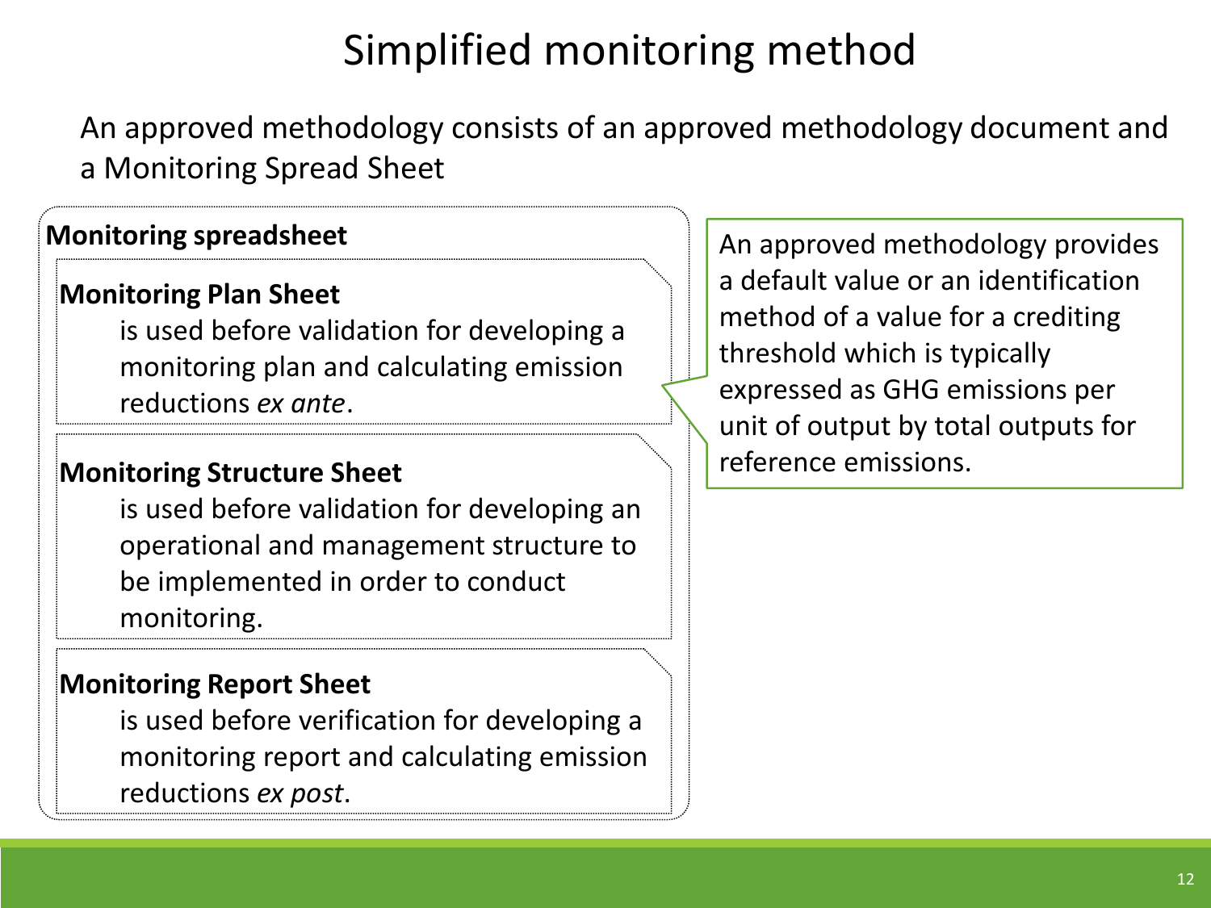# Simplified monitoring method

An approved methodology consists of an approved methodology document and a Monitoring Spread Sheet

**Monitoring spreadsheet**

**Monitoring Plan Sheet**

is used before validation for developing a monitoring plan and calculating emission reductions *ex ante*.

**Monitoring Structure Sheet**

is used before validation for developing an operational and management structure to be implemented in order to conduct monitoring.

**Monitoring Report Sheet**

is used before verification for developing a monitoring report and calculating emission reductions *ex post*.

An approved methodology provides a default value or an identification method of a value for a crediting threshold which is typically expressed as GHG emissions per unit of output by total outputs for reference emissions.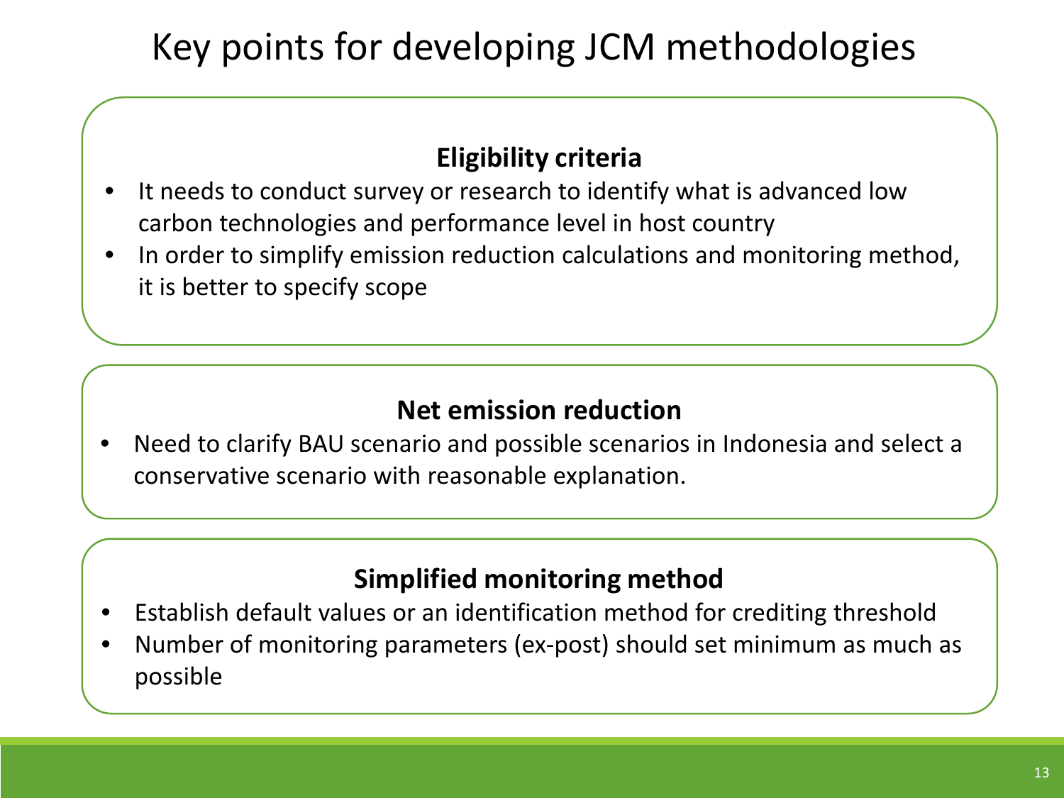# Key points for developing JCM methodologies

### Eligibility criteria

- It needs to conduct survey or research to identify what is advanced low carbon technologies and performance level in host country
- In order to simplify emission reduction calculations and monitoring method, it is better to specify scope

### Net emission reduction

- Need to clarify BAU scenario and possible scenarios in Indonesia and select a conservative scenario with reasonable explanation.

### Simplified monitoring method

- Establish default values or an identification method for crediting threshold
- Number of monitoring parameters (ex-post) should set minimum as much as possible